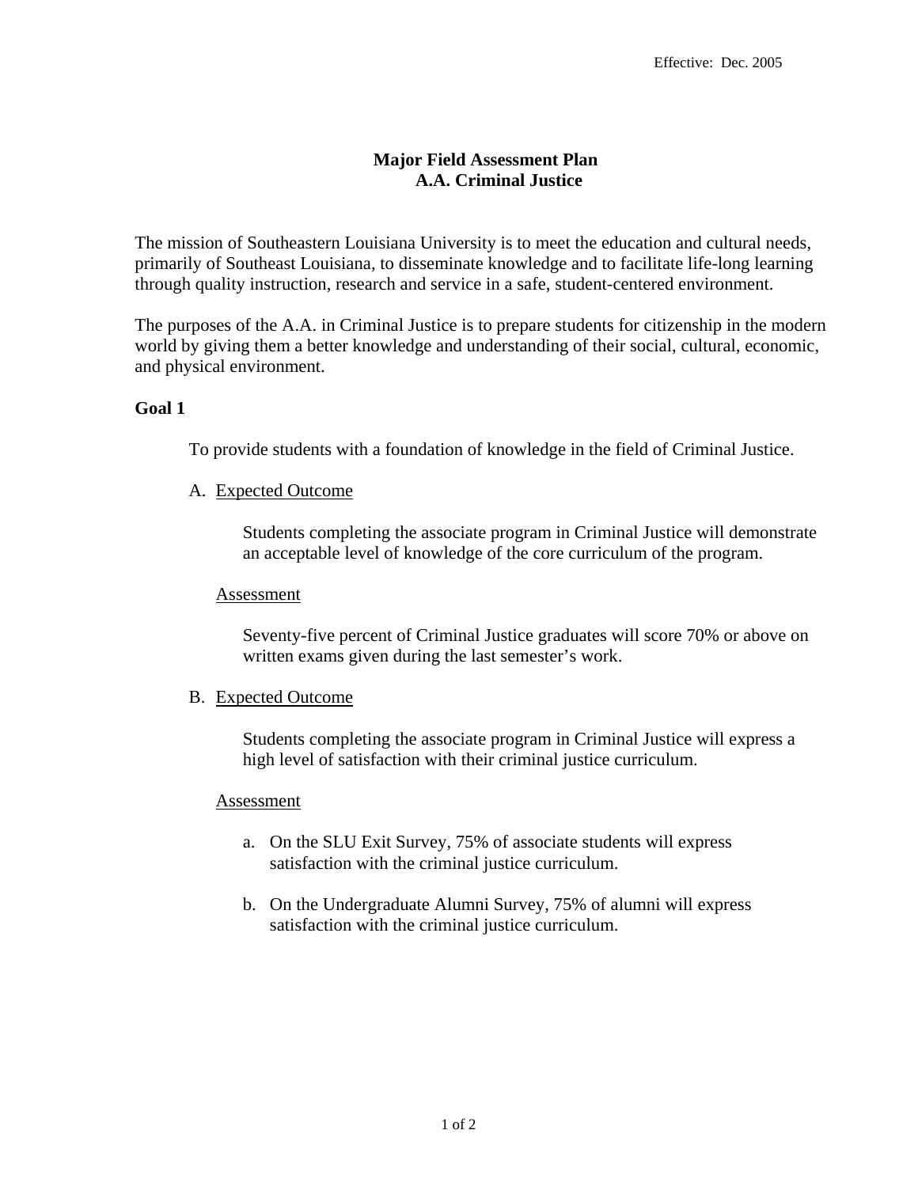Effective: Dec. 2005

# Major Field Assessment Plan
## A.A. Criminal Justice

The mission of Southeastern Louisiana University is to meet the education and cultural needs, primarily of Southeast Louisiana, to disseminate knowledge and to facilitate life-long learning through quality instruction, research and service in a safe, student-centered environment.

The purposes of the A.A. in Criminal Justice is to prepare students for citizenship in the modern world by giving them a better knowledge and understanding of their social, cultural, economic, and physical environment.

**Goal 1**

To provide students with a foundation of knowledge in the field of Criminal Justice.

A. Expected Outcome

Students completing the associate program in Criminal Justice will demonstrate an acceptable level of knowledge of the core curriculum of the program.

Assessment

Seventy-five percent of Criminal Justice graduates will score 70% or above on written exams given during the last semester's work.

B. Expected Outcome

Students completing the associate program in Criminal Justice will express a high level of satisfaction with their criminal justice curriculum.

Assessment

a. On the SLU Exit Survey, 75% of associate students will express satisfaction with the criminal justice curriculum.

b. On the Undergraduate Alumni Survey, 75% of alumni will express satisfaction with the criminal justice curriculum.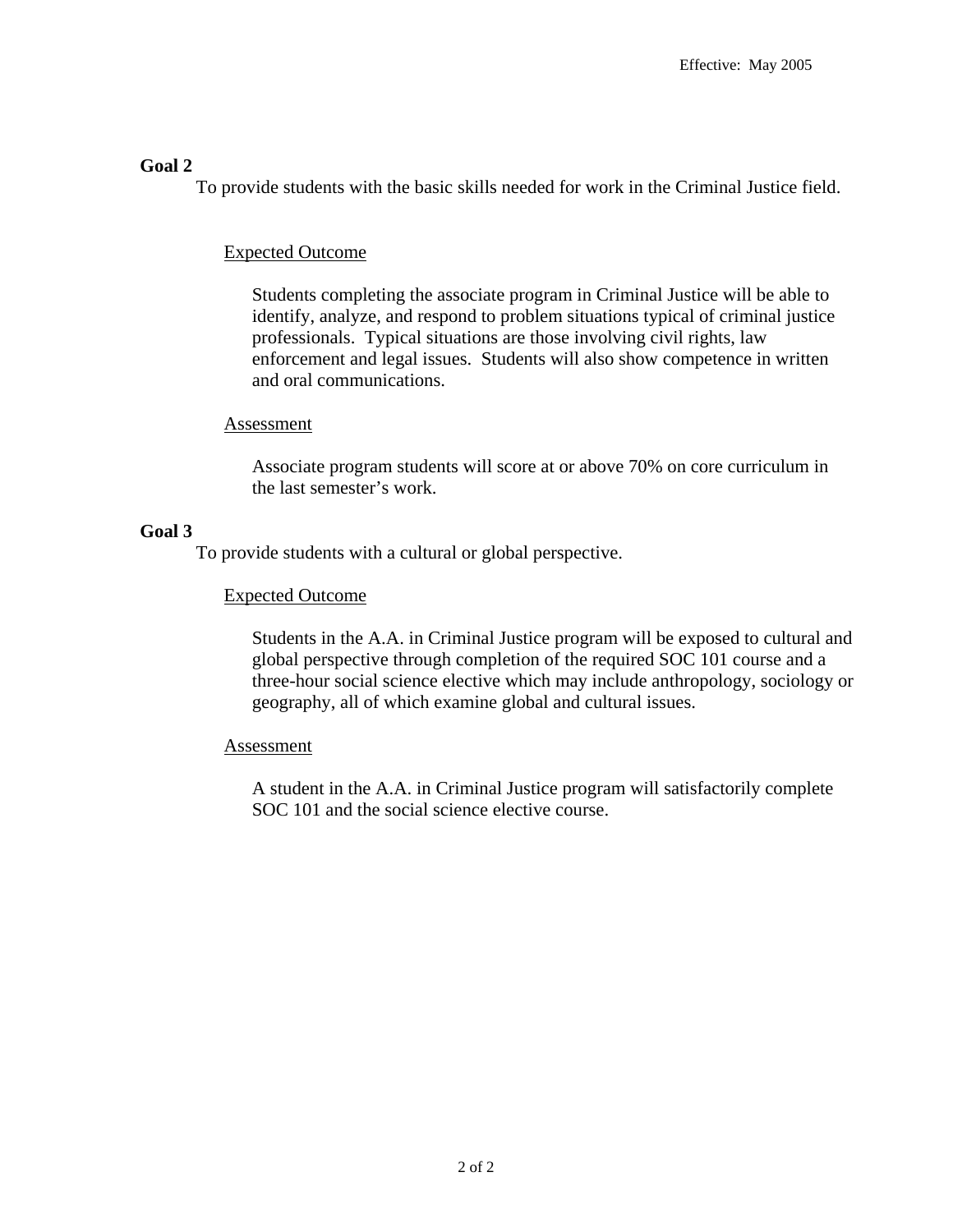**Goal 2**

To provide students with the basic skills needed for work in the Criminal Justice field.

Expected Outcome

Students completing the associate program in Criminal Justice will be able to identify, analyze, and respond to problem situations typical of criminal justice professionals. Typical situations are those involving civil rights, law enforcement and legal issues. Students will also show competence in written and oral communications.

Assessment

Associate program students will score at or above 70% on core curriculum in the last semester's work.

**Goal 3**

To provide students with a cultural or global perspective.

Expected Outcome

Students in the A.A. in Criminal Justice program will be exposed to cultural and global perspective through completion of the required SOC 101 course and a three-hour social science elective which may include anthropology, sociology or geography, all of which examine global and cultural issues.

Assessment

A student in the A.A. in Criminal Justice program will satisfactorily complete SOC 101 and the social science elective course.